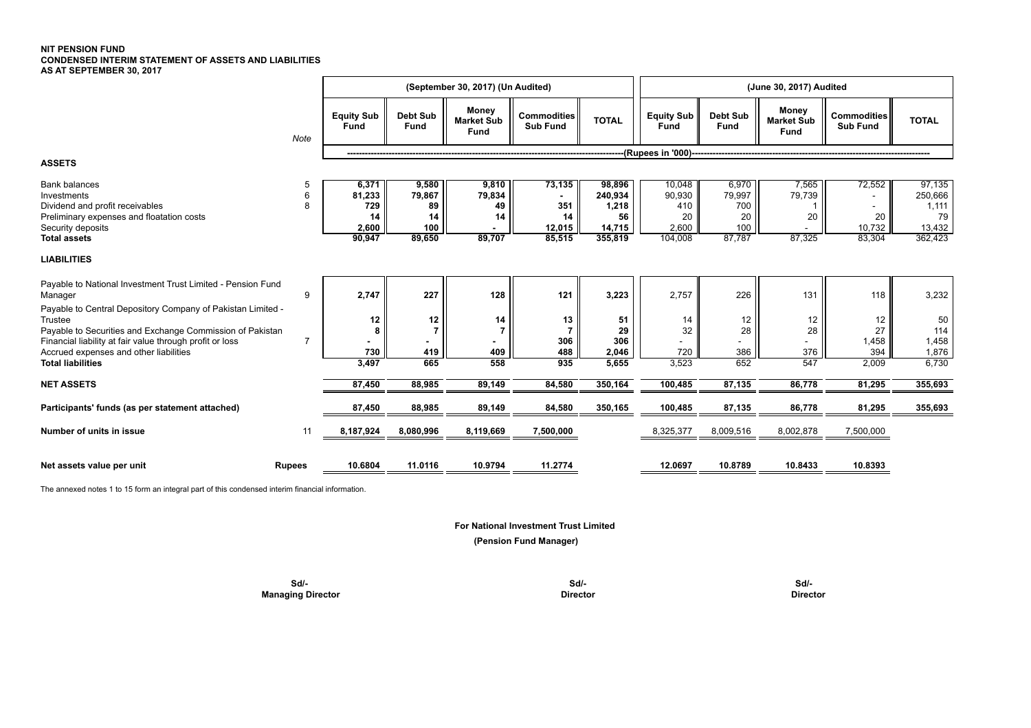**NIT PENSION FUND**
**CONDENSED INTERIM STATEMENT OF ASSETS AND LIABILITIES**
**AS AT SEPTEMBER 30, 2017**

| | Note | (September 30, 2017) (Un Audited) | | | | | (June 30, 2017) Audited | | | | |
|---|---|---|---|---|---|---|---|---|---|---|---|
| | | Equity Sub Fund | Debt Sub Fund | Money Market Sub Fund | Commodities Sub Fund | TOTAL | Equity Sub Fund | Debt Sub Fund | Money Market Sub Fund | Commodities Sub Fund | TOTAL |
| | | (Rupees in '000) | | | | | | | | | |
| **ASSETS** | | | | | | | | | | | |
| Bank balances | 5 | 6,371 | 9,580 | 9,810 | 73,135 | 98,896 | 10,048 | 6,970 | 7,565 | 72,552 | 97,135 |
| Investments | 6 | 81,233 | 79,867 | 79,834 | - | 240,934 | 90,930 | 79,997 | 79,739 | - | 250,666 |
| Dividend and profit receivables | 8 | 729 | 89 | 49 | 351 | 1,218 | 410 | 700 | 1 | - | 1,111 |
| Preliminary expenses and floatation costs | | 14 | 14 | 14 | 14 | 56 | 20 | 20 | 20 | 20 | 79 |
| Security deposits | | 2,600 | 100 | - | 12,015 | 14,715 | 2,600 | 100 | - | 10,732 | 13,432 |
| **Total assets** | | 90,947 | 89,650 | 89,707 | 85,515 | 355,819 | 104,008 | 87,787 | 87,325 | 83,304 | 362,423 |
| **LIABILITIES** | | | | | | | | | | | |
| Payable to National Investment Trust Limited - Pension Fund Manager | 9 | 2,747 | 227 | 128 | 121 | 3,223 | 2,757 | 226 | 131 | 118 | 3,232 |
| Payable to Central Depository Company of Pakistan Limited - Trustee | | 12 | 12 | 14 | 13 | 51 | 14 | 12 | 12 | 12 | 50 |
| Payable to Securities and Exchange Commission of Pakistan | | 8 | 7 | 7 | 7 | 29 | 32 | 28 | 28 | 27 | 114 |
| Financial liability at fair value through profit or loss | 7 | - | - | - | 306 | 306 | - | - | - | 1,458 | 1,458 |
| Accrued expenses and other liabilities | | 730 | 419 | 409 | 488 | 2,046 | 720 | 386 | 376 | 394 | 1,876 |
| **Total liabilities** | | 3,497 | 665 | 558 | 935 | 5,655 | 3,523 | 652 | 547 | 2,009 | 6,730 |
| **NET ASSETS** | | 87,450 | 88,985 | 89,149 | 84,580 | 350,164 | 100,485 | 87,135 | 86,778 | 81,295 | 355,693 |
| **Participants' funds (as per statement attached)** | | 87,450 | 88,985 | 89,149 | 84,580 | 350,165 | 100,485 | 87,135 | 86,778 | 81,295 | 355,693 |
| **Number of units in issue** | 11 | 8,187,924 | 8,080,996 | 8,119,669 | 7,500,000 | | 8,325,377 | 8,009,516 | 8,002,878 | 7,500,000 | |
| **Net assets value per unit** | **Rupees** | 10.6804 | 11.0116 | 10.9794 | 11.2774 | | 12.0697 | 10.8789 | 10.8433 | 10.8393 | |

The annexed notes 1 to 15 form an integral part of this condensed interim financial information.

**For National Investment Trust Limited**
**(Pension Fund Manager)**

| Sd/- | Sd/- | Sd/- |
|---|---|---|
| **Managing Director** | **Director** | **Director** |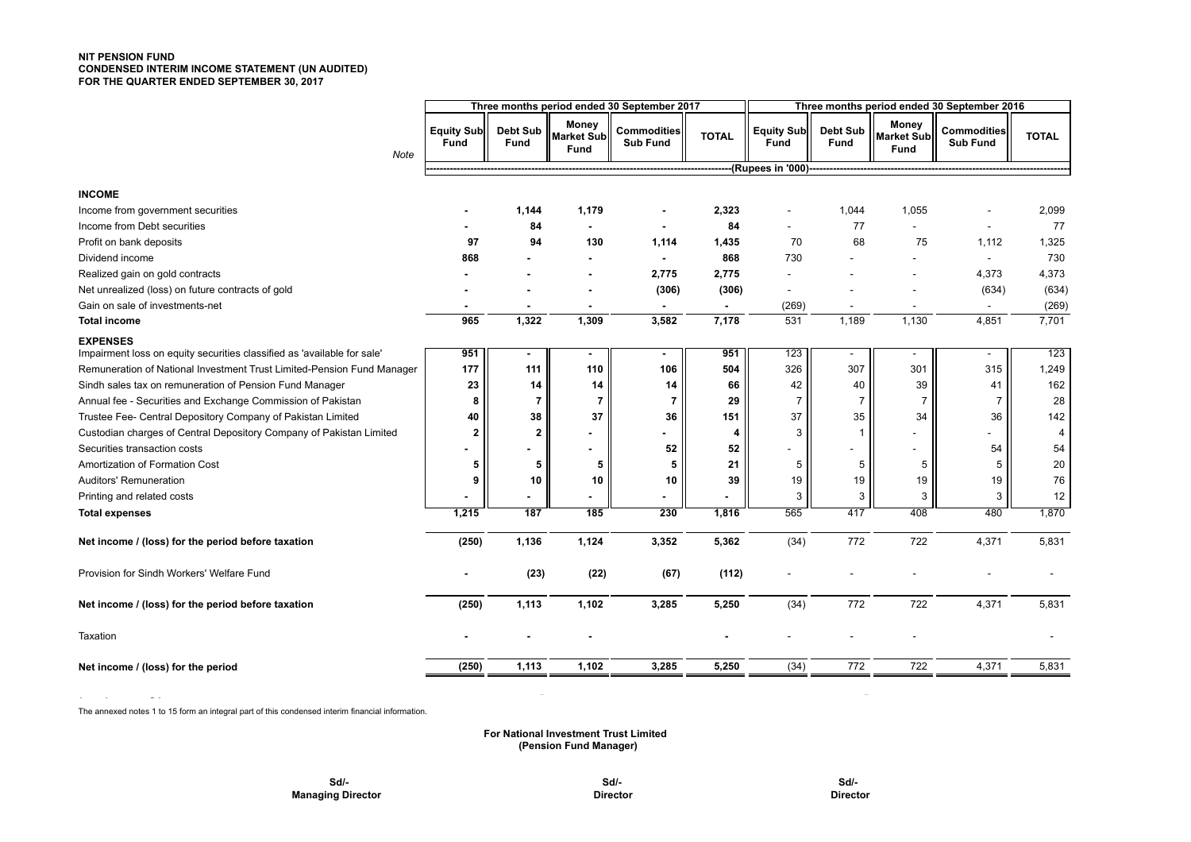**NIT PENSION FUND**
**CONDENSED INTERIM INCOME STATEMENT (UN AUDITED)**
**FOR THE QUARTER ENDED SEPTEMBER 30, 2017**

| | Note | Three months period ended 30 September 2017 | | | | | Three months period ended 30 September 2016 | | | | |
|---|---|---|---|---|---|---|---|---|---|---|---|
| | | Equity Sub Fund | Debt Sub Fund | Money Market Sub Fund | Commodities Sub Fund | TOTAL | Equity Sub Fund | Debt Sub Fund | Money Market Sub Fund | Commodities Sub Fund | TOTAL |
| | | (Rupees in '000) | | | | | | | | | |
| **INCOME** | | | | | | | | | | | |
| Income from government securities | | - | 1,144 | 1,179 | - | 2,323 | - | 1,044 | 1,055 | - | 2,099 |
| Income from Debt securities | | - | 84 | - | - | 84 | - | 77 | - | - | 77 |
| Profit on bank deposits | | 97 | 94 | 130 | 1,114 | 1,435 | 70 | 68 | 75 | 1,112 | 1,325 |
| Dividend income | | 868 | - | - | - | 868 | 730 | - | - | - | 730 |
| Realized gain on gold contracts | | - | - | - | 2,775 | 2,775 | - | - | - | 4,373 | 4,373 |
| Net unrealized (loss) on future contracts of gold | | - | - | - | (306) | (306) | - | - | - | (634) | (634) |
| Gain on sale of investments-net | | - | - | - | - | - | (269) | - | - | - | (269) |
| **Total income** | | 965 | 1,322 | 1,309 | 3,582 | 7,178 | 531 | 1,189 | 1,130 | 4,851 | 7,701 |
| **EXPENSES** | | | | | | | | | | | |
| Impairment loss on equity securities classified as 'available for sale' | | 951 | - | - | - | 951 | 123 | - | - | - | 123 |
| Remuneration of National Investment Trust Limited-Pension Fund Manager | | 177 | 111 | 110 | 106 | 504 | 326 | 307 | 301 | 315 | 1,249 |
| Sindh sales tax on remuneration of Pension Fund Manager | | 23 | 14 | 14 | 14 | 66 | 42 | 40 | 39 | 41 | 162 |
| Annual fee - Securities and Exchange Commission of Pakistan | | 8 | 7 | 7 | 7 | 29 | 7 | 7 | 7 | 7 | 28 |
| Trustee Fee- Central Depository Company of Pakistan Limited | | 40 | 38 | 37 | 36 | 151 | 37 | 35 | 34 | 36 | 142 |
| Custodian charges of Central Depository Company of Pakistan Limited | | 2 | 2 | - | - | 4 | 3 | 1 | - | - | 4 |
| Securities transaction costs | | - | - | - | 52 | 52 | - | - | - | 54 | 54 |
| Amortization of Formation Cost | | 5 | 5 | 5 | 5 | 21 | 5 | 5 | 5 | 5 | 20 |
| Auditors' Remuneration | | 9 | 10 | 10 | 10 | 39 | 19 | 19 | 19 | 19 | 76 |
| Printing and related costs | | - | - | - | - | - | 3 | 3 | 3 | 3 | 12 |
| **Total expenses** | | 1,215 | 187 | 185 | 230 | 1,816 | 565 | 417 | 408 | 480 | 1,870 |
| **Net income / (loss) for the period before taxation** | | (250) | 1,136 | 1,124 | 3,352 | 5,362 | (34) | 772 | 722 | 4,371 | 5,831 |
| Provision for Sindh Workers' Welfare Fund | | - | (23) | (22) | (67) | (112) | - | - | - | - | - |
| **Net income / (loss) for the period before taxation** | | (250) | 1,113 | 1,102 | 3,285 | 5,250 | (34) | 772 | 722 | 4,371 | 5,831 |
| Taxation | | - | - | - | | - | - | - | - | | - |
| **Net income / (loss) for the period** | | (250) | 1,113 | 1,102 | 3,285 | 5,250 | (34) | 772 | 722 | 4,371 | 5,831 |

The annexed notes 1 to 15 form an integral part of this condensed interim financial information.

**For National Investment Trust Limited**
**(Pension Fund Manager)**

| Sd/- | Sd/- | Sd/- |
|---|---|---|
| **Managing Director** | **Director** | **Director** |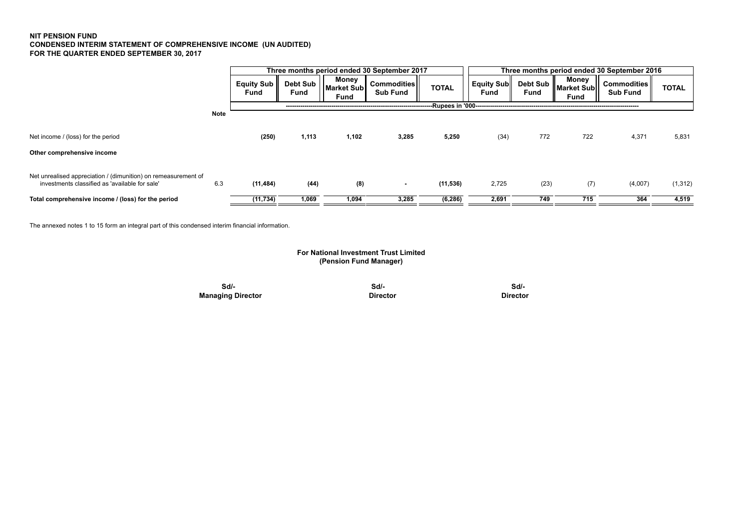**NIT PENSION FUND**
**CONDENSED INTERIM STATEMENT OF COMPREHENSIVE INCOME (UN AUDITED)**
**FOR THE QUARTER ENDED SEPTEMBER 30, 2017**

| | Note | Three months period ended 30 September 2017 | | | | | Three months period ended 30 September 2016 | | | | |
|---|---|---|---|---|---|---|---|---|---|---|---|
| | | Equity Sub Fund | Debt Sub Fund | Money Market Sub Fund | Commodities Sub Fund | TOTAL | Equity Sub Fund | Debt Sub Fund | Money Market Sub Fund | Commodities Sub Fund | TOTAL |
| | | ----------Rupees in '000---------- | | | | | | | | | |
| Net income / (loss) for the period | | (250) | 1,113 | 1,102 | 3,285 | 5,250 | (34) | 772 | 722 | 4,371 | 5,831 |
| **Other comprehensive income** | | | | | | | | | | | |
| Net unrealised appreciation / (dimunition) on remeasurement of investments classified as 'available for sale' | 6.3 | (11,484) | (44) | (8) | - | (11,536) | 2,725 | (23) | (7) | (4,007) | (1,312) |
| **Total comprehensive income / (loss) for the period** | | (11,734) | 1,069 | 1,094 | 3,285 | (6,286) | 2,691 | 749 | 715 | 364 | 4,519 |

The annexed notes 1 to 15 form an integral part of this condensed interim financial information.

**For National Investment Trust Limited**
**(Pension Fund Manager)**

| Sd/- | Sd/- | Sd/- |
|---|---|---|
| **Managing Director** | **Director** | **Director** |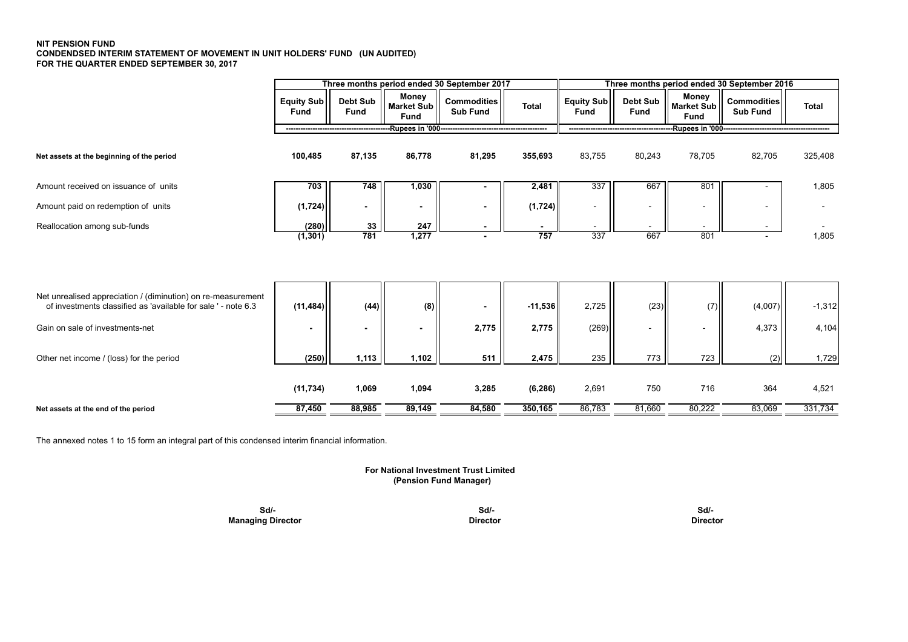**NIT PENSION FUND**
**CONDENDSED INTERIM STATEMENT OF MOVEMENT IN UNIT HOLDERS' FUND (UN AUDITED)**
**FOR THE QUARTER ENDED SEPTEMBER 30, 2017**

| | Three months period ended 30 September 2017 | | | | | Three months period ended 30 September 2016 | | | | |
|---|---|---|---|---|---|---|---|---|---|---|
| | Equity Sub Fund | Debt Sub Fund | Money Market Sub Fund | Commodities Sub Fund | Total | Equity Sub Fund | Debt Sub Fund | Money Market Sub Fund | Commodities Sub Fund | Total |
| | Rupees in '000 | | | | | Rupees in '000 | | | | |
| **Net assets at the beginning of the period** | **100,485** | **87,135** | **86,778** | **81,295** | **355,693** | 83,755 | 80,243 | 78,705 | 82,705 | 325,408 |
| Amount received on issuance of units | **703** | **748** | **1,030** | **-** | **2,481** | 337 | 667 | 801 | - | 1,805 |
| Amount paid on redemption of units | **(1,724)** | **-** | **-** | **-** | **(1,724)** | - | - | - | - | - |
| Reallocation among sub-funds | **(280)** | **33** | **247** | **-** | **-** | - | - | - | - | - |
| | **(1,301)** | **781** | **1,277** | **-** | **757** | 337 | 667 | 801 | - | 1,805 |
| Net unrealised appreciation / (diminution) on re-measurement of investments classified as 'available for sale ' - note 6.3 | **(11,484)** | **(44)** | **(8)** | **-** | **-11,536** | 2,725 | (23) | (7) | (4,007) | -1,312 |
| Gain on sale of investments-net | **-** | **-** | **-** | **2,775** | **2,775** | (269) | - | - | 4,373 | 4,104 |
| Other net income / (loss) for the period | **(250)** | **1,113** | **1,102** | **511** | **2,475** | 235 | 773 | 723 | (2) | 1,729 |
| | **(11,734)** | **1,069** | **1,094** | **3,285** | **(6,286)** | 2,691 | 750 | 716 | 364 | 4,521 |
| **Net assets at the end of the period** | **87,450** | **88,985** | **89,149** | **84,580** | **350,165** | 86,783 | 81,660 | 80,222 | 83,069 | 331,734 |

The annexed notes 1 to 15 form an integral part of this condensed interim financial information.

**For National Investment Trust Limited**
**(Pension Fund Manager)**

| Sd/- | Sd/- | Sd/- |
|---|---|---|
| **Managing Director** | **Director** | **Director** |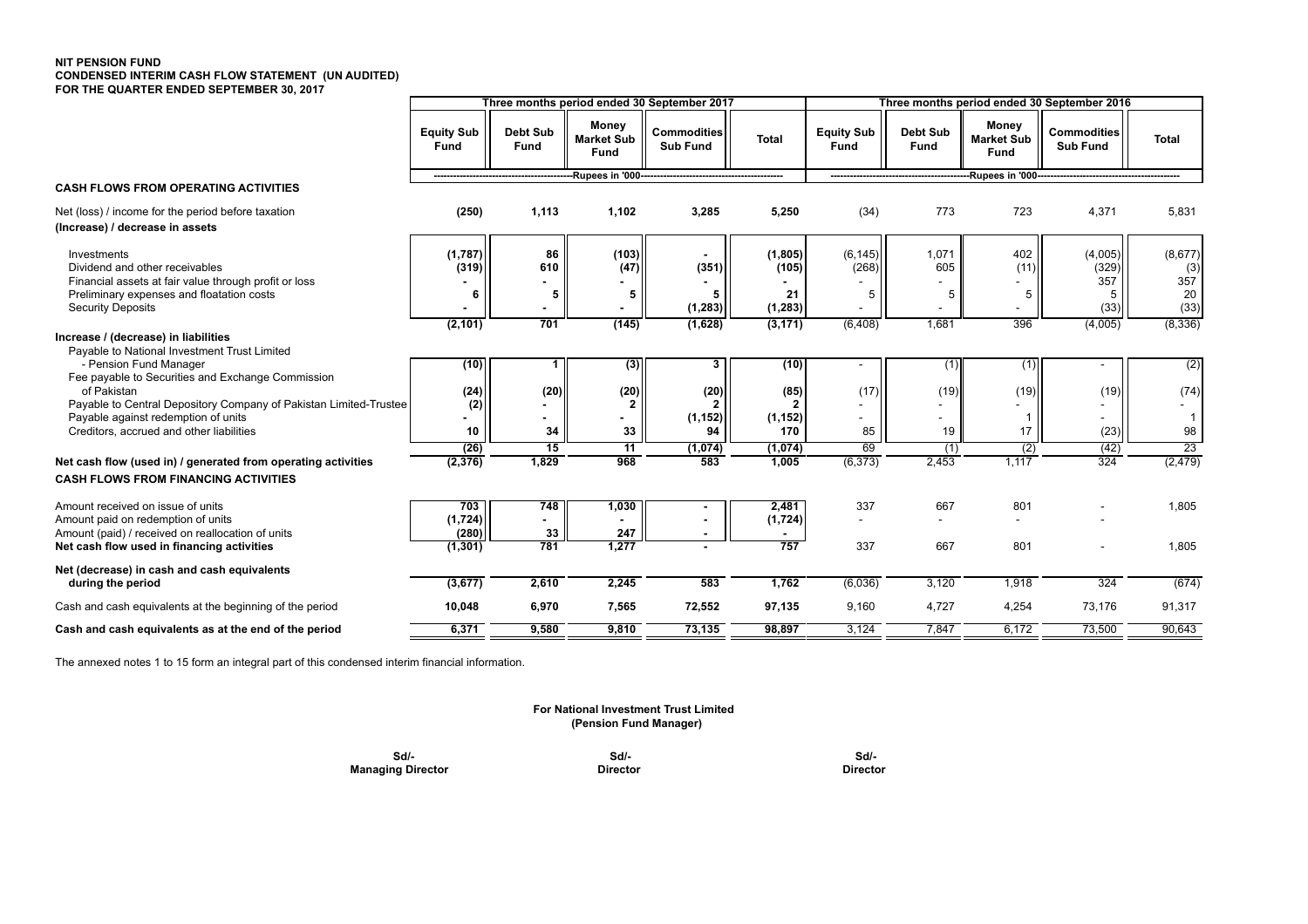**NIT PENSION FUND**
**CONDENSED INTERIM CASH FLOW STATEMENT (UN AUDITED)**
**FOR THE QUARTER ENDED SEPTEMBER 30, 2017**

| | Three months period ended 30 September 2017 | | | | | Three months period ended 30 September 2016 | | | | |
|---|---|---|---|---|---|---|---|---|---|---|
| | Equity Sub Fund | Debt Sub Fund | Money Market Sub Fund | Commodities Sub Fund | Total | Equity Sub Fund | Debt Sub Fund | Money Market Sub Fund | Commodities Sub Fund | Total |
| | Rupees in '000 | | | | | Rupees in '000 | | | | |
| **CASH FLOWS FROM OPERATING ACTIVITIES** | | | | | | | | | | |
| Net (loss) / income for the period before taxation | (250) | 1,113 | 1,102 | 3,285 | 5,250 | (34) | 773 | 723 | 4,371 | 5,831 |
| **(Increase) / decrease in assets** | | | | | | | | | | |
| Investments | (1,787) | 86 | (103) | - | (1,805) | (6,145) | 1,071 | 402 | (4,005) | (8,677) |
| Dividend and other receivables | (319) | 610 | (47) | (351) | (105) | (268) | 605 | (11) | (329) | (3) |
| Financial assets at fair value through profit or loss | - | - | - | - | - | - | - | - | 357 | 357 |
| Preliminary expenses and floatation costs | 6 | 5 | 5 | 5 | 21 | 5 | 5 | 5 | 5 | 20 |
| Security Deposits | - | - | - | (1,283) | (1,283) | - | - | - | (33) | (33) |
| | (2,101) | 701 | (145) | (1,628) | (3,171) | (6,408) | 1,681 | 396 | (4,005) | (8,336) |
| **Increase / (decrease) in liabilities** | | | | | | | | | | |
| Payable to National Investment Trust Limited - Pension Fund Manager | (10) | 1 | (3) | 3 | (10) | - | (1) | (1) | - | (2) |
| Fee payable to Securities and Exchange Commission of Pakistan | (24) | (20) | (20) | (20) | (85) | (17) | (19) | (19) | (19) | (74) |
| Payable to Central Depository Company of Pakistan Limited-Trustee | (2) | - | 2 | 2 | 2 | - | - | - | - | - |
| Payable against redemption of units | - | - | - | (1,152) | (1,152) | - | - | 1 | - | 1 |
| Creditors, accrued and other liabilities | 10 | 34 | 33 | 94 | 170 | 85 | 19 | 17 | (23) | 98 |
| | (26) | 15 | 11 | (1,074) | (1,074) | 69 | (1) | (2) | (42) | 23 |
| **Net cash flow (used in) / generated from operating activities** | (2,376) | 1,829 | 968 | 583 | 1,005 | (6,373) | 2,453 | 1,117 | 324 | (2,479) |
| **CASH FLOWS FROM FINANCING ACTIVITIES** | | | | | | | | | | |
| Amount received on issue of units | 703 | 748 | 1,030 | - | 2,481 | 337 | 667 | 801 | - | 1,805 |
| Amount paid on redemption of units | (1,724) | - | - | - | (1,724) | - | - | - | - | |
| Amount (paid) / received on reallocation of units | (280) | 33 | 247 | - | - | | | | | |
| **Net cash flow used in financing activities** | (1,301) | 781 | 1,277 | - | 757 | 337 | 667 | 801 | - | 1,805 |
| **Net (decrease) in cash and cash equivalents during the period** | (3,677) | 2,610 | 2,245 | 583 | 1,762 | (6,036) | 3,120 | 1,918 | 324 | (674) |
| Cash and cash equivalents at the beginning of the period | 10,048 | 6,970 | 7,565 | 72,552 | 97,135 | 9,160 | 4,727 | 4,254 | 73,176 | 91,317 |
| **Cash and cash equivalents as at the end of the period** | 6,371 | 9,580 | 9,810 | 73,135 | 98,897 | 3,124 | 7,847 | 6,172 | 73,500 | 90,643 |

The annexed notes 1 to 15 form an integral part of this condensed interim financial information.

**For National Investment Trust Limited**
**(Pension Fund Manager)**

| Sd/- | Sd/- | Sd/- |
|---|---|---|
| **Managing Director** | **Director** | **Director** |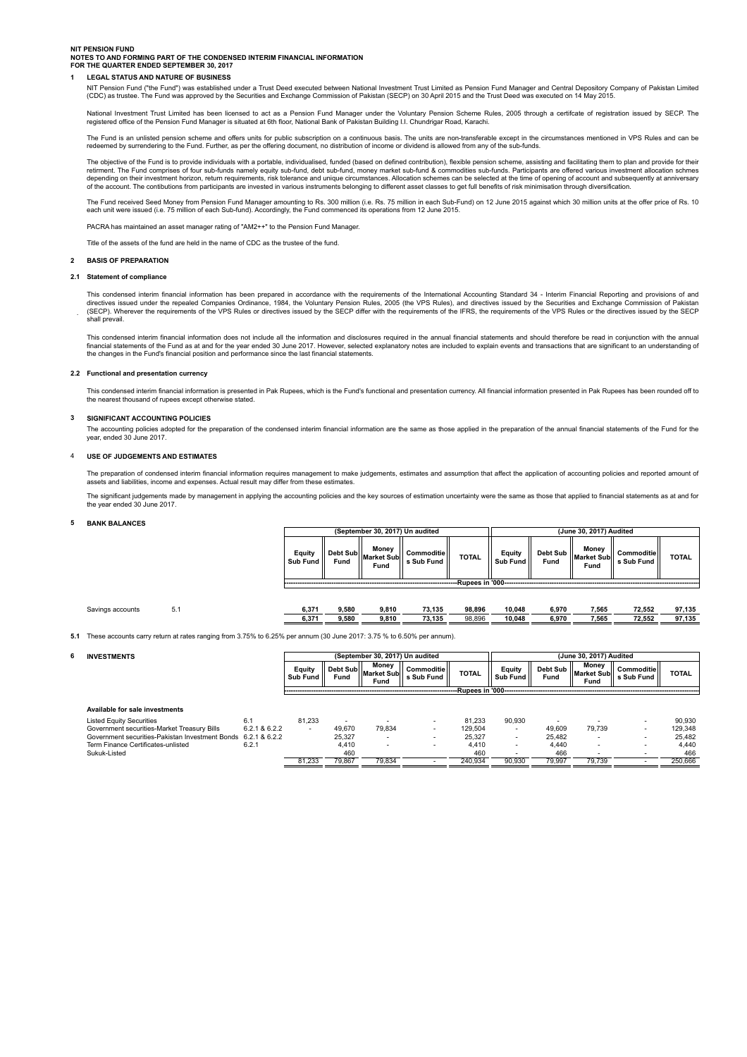**NIT PENSION FUND**
**NOTES TO AND FORMING PART OF THE CONDENSED INTERIM FINANCIAL INFORMATION**
**FOR THE QUARTER ENDED SEPTEMBER 30, 2017**

## 1 LEGAL STATUS AND NATURE OF BUSINESS

NIT Pension Fund ("the Fund") was established under a Trust Deed executed between National Investment Trust Limited as Pension Fund Manager and Central Depository Company of Pakistan Limited (CDC) as trustee. The Fund was approved by the Securities and Exchange Commission of Pakistan (SECP) on 30 April 2015 and the Trust Deed was executed on 14 May 2015.

National Investment Trust Limited has been licensed to act as a Pension Fund Manager under the Voluntary Pension Scheme Rules, 2005 through a certifcate of registration issued by SECP. The registered office of the Pension Fund Manager is situated at 6th floor, National Bank of Pakistan Building I.I. Chundrigar Road, Karachi.

The Fund is an unlisted pension scheme and offers units for public subscription on a continuous basis. The units are non-transferable except in the circumstances mentioned in VPS Rules and can be redeemed by surrendering to the Fund. Further, as per the offering document, no distribution of income or dividend is allowed from any of the sub-funds.

The objective of the Fund is to provide individuals with a portable, individualised, funded (based on defined contribution), flexible pension scheme, assisting and facilitating them to plan and provide for their retirment. The Fund comprises of four sub-funds namely equity sub-fund, debt sub-fund, money market sub-fund & commodities sub-funds. Participants are offered various investment allocation schmes depending on their investment horizon, return requirements, risk tolerance and unique circumstances. Allocation schemes can be selected at the time of opening of account and subsequently at anniversary of the account. The contibutions from participants are invested in various instruments belonging to different asset classes to get full benefits of risk minimisation through diversification.

The Fund received Seed Money from Pension Fund Manager amounting to Rs. 300 million (i.e. Rs. 75 million in each Sub-Fund) on 12 June 2015 against which 30 million units at the offer price of Rs. 10 each unit were issued (i.e. 75 million of each Sub-Fund). Accordingly, the Fund commenced its operations from 12 June 2015.

PACRA has maintained an asset manager rating of "AM2++" to the Pension Fund Manager.

Title of the assets of the fund are held in the name of CDC as the trustee of the fund.

## 2 BASIS OF PREPARATION

### 2.1 Statement of compliance

This condensed interim financial information has been prepared in accordance with the requirements of the International Accounting Standard 34 - Interim Financial Reporting and provisions of and directives issued under the repealed Companies Ordinance, 1984, the Voluntary Pension Rules, 2005 (the VPS Rules), and directives issued by the Securities and Exchange Commission of Pakistan (SECP). Wherever the requirements of the VPS Rules or directives issued by the SECP differ with the requirements of the IFRS, the requirements of the VPS Rules or the directives issued by the SECP shall prevail.

This condensed interim financial information does not include all the information and disclosures required in the annual financial statements and should therefore be read in conjunction with the annual financial statements of the Fund as at and for the year ended 30 June 2017. However, selected explanatory notes are included to explain events and transactions that are significant to an understanding of the changes in the Fund's financial position and performance since the last financial statements.

### 2.2 Functional and presentation currency

This condensed interim financial information is presented in Pak Rupees, which is the Fund's functional and presentation currency. All financial information presented in Pak Rupees has been rounded off to the nearest thousand of rupees except otherwise stated.

## 3 SIGNIFICANT ACCOUNTING POLICIES

The accounting policies adopted for the preparation of the condensed interim financial information are the same as those applied in the preparation of the annual financial statements of the Fund for the year, ended 30 June 2017.

## 4 USE OF JUDGEMENTS AND ESTIMATES

The preparation of condensed interim financial information requires management to make judgements, estimates and assumption that affect the application of accounting policies and reported amount of assets and liabilities, income and expenses. Actual result may differ from these estimates.

The significant judgements made by management in applying the accounting policies and the key sources of estimation uncertainty were the same as those that applied to financial statements as at and for the year ended 30 June 2017.

## 5 BANK BALANCES

| | | (September 30, 2017) Un audited | | | | | (June 30, 2017) Audited | | | | |
|---|---|---|---|---|---|---|---|---|---|---|---|
| | | Equity Sub Fund | Debt Sub Fund | Money Market Sub Fund | Commodities Sub Fund | TOTAL | Equity Sub Fund | Debt Sub Fund | Money Market Sub Fund | Commodities Sub Fund | TOTAL |
| | | Rupees in '000 | | | | | | | | | |
| Savings accounts | 5.1 | 6,371 | 9,580 | 9,810 | 73,135 | 98,896 | 10,048 | 6,970 | 7,565 | 72,552 | 97,135 |
| | | **6,371** | **9,580** | **9,810** | **73,135** | 98,896 | **10,048** | **6,970** | **7,565** | **72,552** | **97,135** |

**5.1** These accounts carry return at rates ranging from 3.75% to 6.25% per annum (30 June 2017: 3.75 % to 6.50% per annum).

## 6 INVESTMENTS

| | | (September 30, 2017) Un audited | | | | | (June 30, 2017) Audited | | | | |
|---|---|---|---|---|---|---|---|---|---|---|---|
| | | Equity Sub Fund | Debt Sub Fund | Money Market Sub Fund | Commodities Sub Fund | TOTAL | Equity Sub Fund | Debt Sub Fund | Money Market Sub Fund | Commodities Sub Fund | TOTAL |
| | | Rupees in '000 | | | | | | | | | |
| **Available for sale investments** | | | | | | | | | | | |
| Listed Equity Securities | 6.1 | 81,233 | - | - | - | 81,233 | 90,930 | - | - | - | 90,930 |
| Government securities-Market Treasury Bills | 6.2.1 & 6.2.2 | - | 49,670 | 79,834 | - | 129,504 | - | 49,609 | 79,739 | - | 129,348 |
| Government securities-Pakistan Investment Bonds | 6.2.1 & 6.2.2 | | 25,327 | - | - | 25,327 | - | 25,482 | - | - | 25,482 |
| Term Finance Certificates-unlisted | 6.2.1 | | 4,410 | - | - | 4,410 | - | 4,440 | - | - | 4,440 |
| Sukuk-Listed | | | 460 | | | 460 | - | 466 | - | - | 466 |
| | | 81,233 | 79,867 | 79,834 | - | 240,934 | 90,930 | 79,997 | 79,739 | - | 250,666 |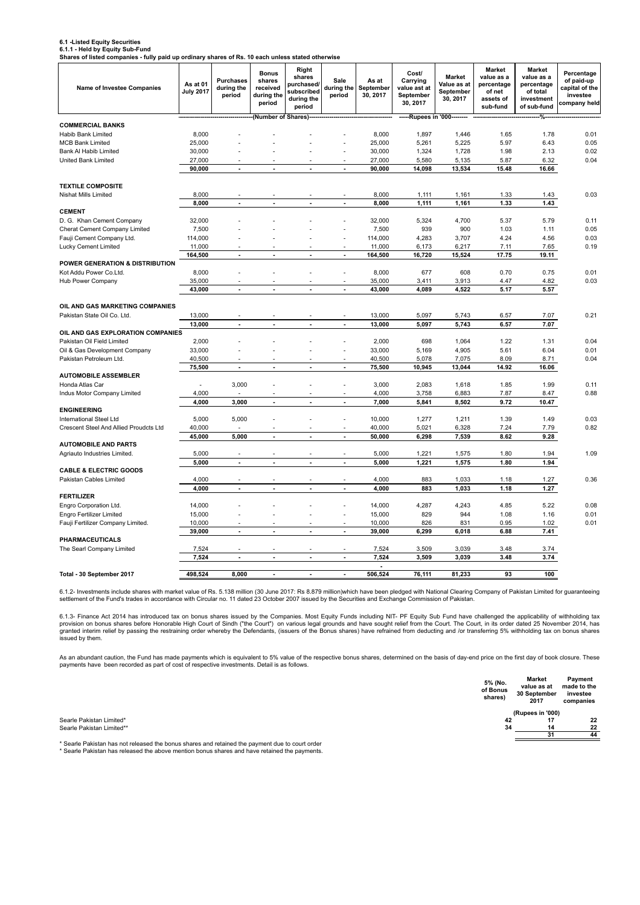**6.1 -Listed Equity Securities**

**6.1.1 - Held by Equity Sub-Fund**

**Shares of listed companies - fully paid up ordinary shares of Rs. 10 each unless stated otherwise**

| Name of Investee Companies | As at 01 July 2017 | Purchases during the period | Bonus shares received during the period | Right shares purchased/ subscribed during the period | Sale during the period | As at September 30, 2017 | Cost/ Carrying value ast at September 30, 2017 | Market Value as at September 30, 2017 | Market value as a percentage of net assets of sub-fund | Market value as a percentage of total investment of sub-fund | Percentage of paid-up capital of the investee company held |
|---|---|---|---|---|---|---|---|---|---|---|---|
| | (Number of Shares) | | | | | | -----Rupees in '000-------- | | % | | |
| **COMMERCIAL BANKS** | | | | | | | | | | | |
| Habib Bank Limited | 8,000 | - | - | - | - | 8,000 | 1,897 | 1,446 | 1.65 | 1.78 | 0.01 |
| MCB Bank Limited | 25,000 | - | - | - | - | 25,000 | 5,261 | 5,225 | 5.97 | 6.43 | 0.05 |
| Bank Al Habib Limited | 30,000 | - | - | - | - | 30,000 | 1,324 | 1,728 | 1.98 | 2.13 | 0.02 |
| United Bank Limited | 27,000 | - | - | - | - | 27,000 | 5,580 | 5,135 | 5.87 | 6.32 | 0.04 |
| | **90,000** | **-** | **-** | **-** | **-** | **90,000** | **14,098** | **13,534** | **15.48** | **16.66** | |
| **TEXTILE COMPOSITE** | | | | | | | | | | | |
| Nishat Mills Limited | 8,000 | - | - | - | - | 8,000 | 1,111 | 1,161 | 1.33 | 1.43 | 0.03 |
| | **8,000** | **-** | **-** | **-** | **-** | **8,000** | **1,111** | **1,161** | **1.33** | **1.43** | |
| **CEMENT** | | | | | | | | | | | |
| D. G. Khan Cement Company | 32,000 | - | - | - | - | 32,000 | 5,324 | 4,700 | 5.37 | 5.79 | 0.11 |
| Cherat Cement Company Limited | 7,500 | - | - | - | - | 7,500 | 939 | 900 | 1.03 | 1.11 | 0.05 |
| Fauji Cement Company Ltd. | 114,000 | - | - | - | - | 114,000 | 4,283 | 3,707 | 4.24 | 4.56 | 0.03 |
| Lucky Cement Limited | 11,000 | - | - | - | - | 11,000 | 6,173 | 6,217 | 7.11 | 7.65 | 0.19 |
| | **164,500** | **-** | **-** | **-** | **-** | **164,500** | **16,720** | **15,524** | **17.75** | **19.11** | |
| **POWER GENERATION & DISTRIBUTION** | | | | | | | | | | | |
| Kot Addu Power Co.Ltd. | 8,000 | - | - | - | - | 8,000 | 677 | 608 | 0.70 | 0.75 | 0.01 |
| Hub Power Company | 35,000 | - | - | - | - | 35,000 | 3,411 | 3,913 | 4.47 | 4.82 | 0.03 |
| | **43,000** | **-** | **-** | **-** | **-** | **43,000** | **4,089** | **4,522** | **5.17** | **5.57** | |
| **OIL AND GAS MARKETING COMPANIES** | | | | | | | | | | | |
| Pakistan State Oil Co. Ltd. | 13,000 | - | - | - | - | 13,000 | 5,097 | 5,743 | 6.57 | 7.07 | 0.21 |
| | **13,000** | **-** | **-** | **-** | **-** | **13,000** | **5,097** | **5,743** | **6.57** | **7.07** | |
| **OIL AND GAS EXPLORATION COMPANIES** | | | | | | | | | | | |
| Pakistan Oil Field Limited | 2,000 | - | - | - | - | 2,000 | 698 | 1,064 | 1.22 | 1.31 | 0.04 |
| Oil & Gas Development Company | 33,000 | - | - | - | - | 33,000 | 5,169 | 4,905 | 5.61 | 6.04 | 0.01 |
| Pakistan Petroleum Ltd. | 40,500 | - | - | - | - | 40,500 | 5,078 | 7,075 | 8.09 | 8.71 | 0.04 |
| | **75,500** | **-** | **-** | **-** | **-** | **75,500** | **10,945** | **13,044** | **14.92** | **16.06** | |
| **AUTOMOBILE ASSEMBLER** | | | | | | | | | | | |
| Honda Atlas Car | - | 3,000 | - | - | - | 3,000 | 2,083 | 1,618 | 1.85 | 1.99 | 0.11 |
| Indus Motor Company Limited | 4,000 | - | - | - | - | 4,000 | 3,758 | 6,883 | 7.87 | 8.47 | 0.88 |
| | **4,000** | **3,000** | **-** | **-** | **-** | **7,000** | **5,841** | **8,502** | **9.72** | **10.47** | |
| **ENGINEERING** | | | | | | | | | | | |
| International Steel Ltd | 5,000 | 5,000 | - | - | - | 10,000 | 1,277 | 1,211 | 1.39 | 1.49 | 0.03 |
| Crescent Steel And Allied Proudcts Ltd | 40,000 | - | - | - | - | 40,000 | 5,021 | 6,328 | 7.24 | 7.79 | 0.82 |
| | **45,000** | **5,000** | **-** | **-** | **-** | **50,000** | **6,298** | **7,539** | **8.62** | **9.28** | |
| **AUTOMOBILE AND PARTS** | | | | | | | | | | | |
| Agriauto Industries Limited. | 5,000 | - | - | - | - | 5,000 | 1,221 | 1,575 | 1.80 | 1.94 | 1.09 |
| | **5,000** | **-** | **-** | **-** | **-** | **5,000** | **1,221** | **1,575** | **1.80** | **1.94** | |
| **CABLE & ELECTRIC GOODS** | | | | | | | | | | | |
| Pakistan Cables Limited | 4,000 | - | - | - | - | 4,000 | 883 | 1,033 | 1.18 | 1.27 | 0.36 |
| | **4,000** | **-** | **-** | **-** | **-** | **4,000** | **883** | **1,033** | **1.18** | **1.27** | |
| **FERTILIZER** | | | | | | | | | | | |
| Engro Corporation Ltd. | 14,000 | - | - | - | - | 14,000 | 4,287 | 4,243 | 4.85 | 5.22 | 0.08 |
| Engro Fertilizer Limited | 15,000 | - | - | - | - | 15,000 | 829 | 944 | 1.08 | 1.16 | 0.01 |
| Fauji Fertilizer Company Limited. | 10,000 | - | - | - | - | 10,000 | 826 | 831 | 0.95 | 1.02 | 0.01 |
| | **39,000** | **-** | **-** | **-** | **-** | **39,000** | **6,299** | **6,018** | **6.88** | **7.41** | |
| **PHARMACEUTICALS** | | | | | | | | | | | |
| The Searl Company Limited | 7,524 | - | - | - | - | 7,524 | 3,509 | 3,039 | 3.48 | 3.74 | |
| | **7,524** | **-** | **-** | **-** | **-** | **7,524** | **3,509** | **3,039** | **3.48** | **3.74** | |
| | | | | | | - | | | | | |
| **Total - 30 September 2017** | **498,524** | **8,000** | **-** | **-** | **-** | **506,524** | **76,111** | **81,233** | **93** | **100** | |

6.1.2- Investments include shares with market value of Rs. 5.138 million (30 June 2017: Rs 8.879 million)which have been pledged with National Clearing Company of Pakistan Limited for guaranteeing settlement of the Fund's trades in accordance with Circular no. 11 dated 23 October 2007 issued by the Securities and Exchange Commission of Pakistan.

6.1.3- Finance Act 2014 has introduced tax on bonus shares issued by the Companies. Most Equity Funds including NIT- PF Equity Sub Fund have challenged the applicability of withholding tax provision on bonus shares before Honorable High Court of Sindh ("the Court") on various legal grounds and have sought relief from the Court. The Court, in its order dated 25 November 2014, has granted interim relief by passing the restraining order whereby the Defendants, (issuers of the Bonus shares) have refrained from deducting and /or transferring 5% withholding tax on bonus shares issued by them.

As an abundant caution, the Fund has made payments which is equivalent to 5% value of the respective bonus shares, determined on the basis of day-end price on the first day of book closure. These payments have been recorded as part of cost of respective investments. Detail is as follows.

| | 5% (No. of Bonus shares) | Market value as at 30 September 2017 | Payment made to the investee companies |
|---|---|---|---|
| | | (Rupees in '000) | |
| Searle Pakistan Limited* | 42 | 17 | 22 |
| Searle Pakistan Limited** | 34 | 14 | 22 |
| | | **31** | **44** |

\* Searle Pakistan has not released the bonus shares and retained the payment due to court order

\* Searle Pakistan has released the above mention bonus shares and have retained the payments.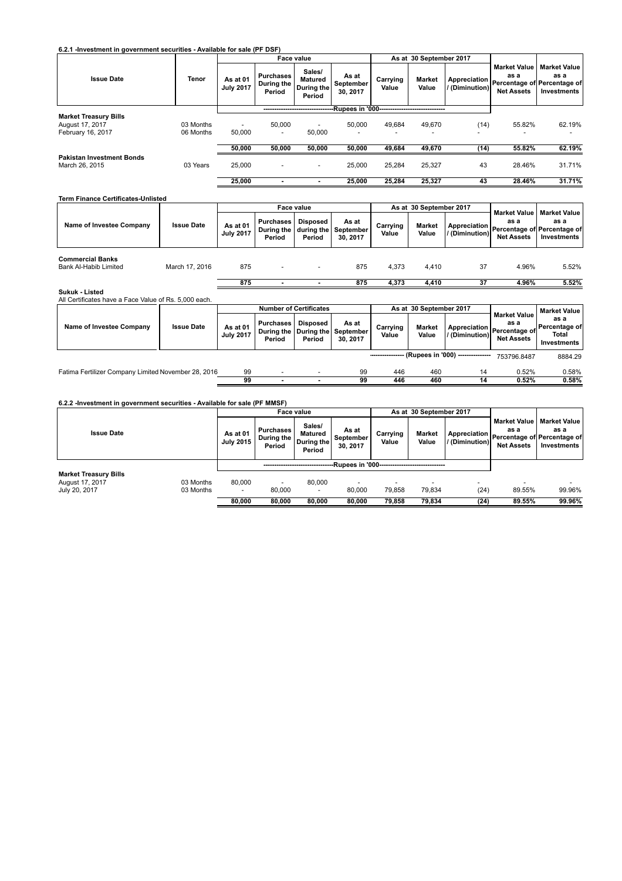**6.2.1 -Investment in government securities - Available for sale (PF DSF)**

| Issue Date | Tenor | Face value | | | | As at 30 September 2017 | | | Market Value as a Percentage of Net Assets | Market Value as a Percentage of Investments |
|---|---|---|---|---|---|---|---|---|---|---|
| | | As at 01 July 2017 | Purchases During the Period | Sales/ Matured During the Period | As at September 30, 2017 | Carrying Value | Market Value | Appreciation / (Diminution) | | |
| | | -Rupees in '000- | | | | | | | | |
| **Market Treasury Bills** | | | | | | | | | | |
| August 17, 2017 | 03 Months | - | 50,000 | - | 50,000 | 49,684 | 49,670 | (14) | 55.82% | 62.19% |
| February 16, 2017 | 06 Months | 50,000 | - | 50,000 | - | - | - | - | - | - |
| | | **50,000** | **50,000** | **50,000** | **50,000** | **49,684** | **49,670** | **(14)** | **55.82%** | **62.19%** |
| **Pakistan Investment Bonds** | | | | | | | | | | |
| March 26, 2015 | 03 Years | 25,000 | - | - | 25,000 | 25,284 | 25,327 | 43 | 28.46% | 31.71% |
| | | **25,000** | **-** | **-** | **25,000** | **25,284** | **25,327** | **43** | **28.46%** | **31.71%** |

**Term Finance Certificates-Unlisted**

| Name of Investee Company | Issue Date | Face value | | | | As at 30 September 2017 | | | Market Value as a Percentage of Net Assets | Market Value as a Percentage of Investments |
|---|---|---|---|---|---|---|---|---|---|---|
| | | As at 01 July 2017 | Purchases During the Period | Disposed during the Period | As at September 30, 2017 | Carrying Value | Market Value | Appreciation / (Diminution) | | |
| **Commercial Banks** | | | | | | | | | | |
| Bank Al-Habib Limited | March 17, 2016 | 875 | - | - | 875 | 4,373 | 4,410 | 37 | 4.96% | 5.52% |
| | | **875** | **-** | **-** | **875** | **4,373** | **4,410** | **37** | **4.96%** | **5.52%** |

**Sukuk - Listed**

All Certificates have a Face Value of Rs. 5,000 each.

| Name of Investee Company | Issue Date | Number of Certificates | | | | As at 30 September 2017 | | | Market Value as a Percentage of Net Assets | Market Value as a Percentage of Total Investments |
|---|---|---|---|---|---|---|---|---|---|---|
| | | As at 01 July 2017 | Purchases During the Period | Disposed During the Period | As at September 30, 2017 | Carrying Value | Market Value | Appreciation / (Diminution) | | |
| | | | | | | (Rupees in '000) | | | 753796.8487 | 8884.29 |
| Fatima Fertilizer Company Limited | November 28, 2016 | 99 | - | - | 99 | 446 | 460 | 14 | 0.52% | 0.58% |
| | | **99** | **-** | **-** | **99** | **446** | **460** | **14** | **0.52%** | **0.58%** |

**6.2.2 -Investment in government securities - Available for sale (PF MMSF)**

| Issue Date | | Face value | | | | As at 30 September 2017 | | | Market Value as a Percentage of Net Assets | Market Value as a Percentage of Investments |
|---|---|---|---|---|---|---|---|---|---|---|
| | | As at 01 July 2015 | Purchases During the Period | Sales/ Matured During the Period | As at September 30, 2017 | Carrying Value | Market Value | Appreciation / (Diminution) | | |
| | | -Rupees in '000- | | | | | | | | |
| **Market Treasury Bills** | | | | | | | | | | |
| August 17, 2017 | 03 Months | 80,000 | - | 80,000 | - | - | - | - | - | - |
| July 20, 2017 | 03 Months | - | 80,000 | - | 80,000 | 79,858 | 79,834 | (24) | 89.55% | 99.96% |
| | | **80,000** | **80,000** | **80,000** | **80,000** | **79,858** | **79,834** | **(24)** | **89.55%** | **99.96%** |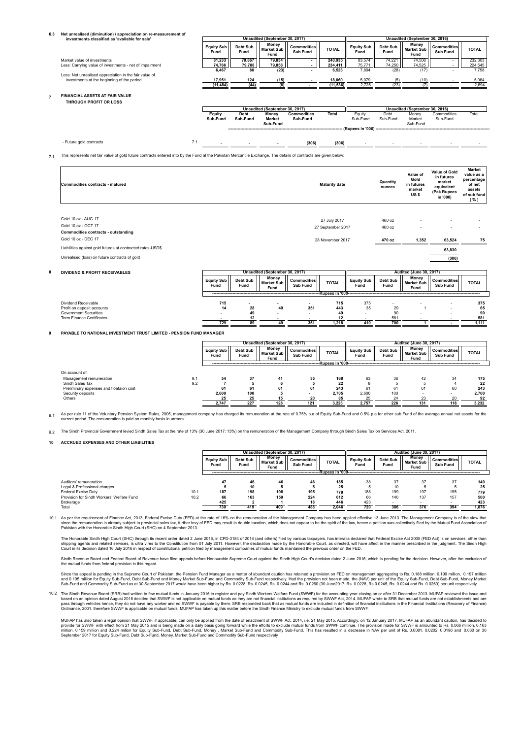## 6.3 Net unrealised (diminution) / appreciation on re-measurement of investments classified as 'available for sale'

| | Unaudited (September 30, 2017) | | | | | Unaudited (September 30, 2016) | | | | |
|---|---|---|---|---|---|---|---|---|---|---|
| | Equity Sub Fund | Debt Sub Fund | Money Market Sub Fund | Commodities Sub Fund | TOTAL | Equity Sub Fund | Debt Sub Fund | Money Market Sub Fund | Commodities Sub Fund | TOTAL |
| Market value of investments | 81,233 | 79,867 | 79,834 | - | 240,935 | 83,574 | 74,221 | 74,508 | - | 232,303 |
| Less: Carrying value of investments - net of impairment | 74,766 | 79,788 | 79,858 | - | 234,411 | 75,771 | 74,250 | 74,525 | - | 224,545 |
| | 6,467 | 80 | (23) | - | 6,523 | 7,804 | (28) | (17) | - | 7,758 |
| Less: Net unrealised appreciation in the fair value of investments at the beginning of the period | 17,951 | 124 | (15) | - | 18,060 | 5,079 | (5) | (10) | - | 5,064 |
| | (11,484) | (44) | (8) | - | (11,536) | 2,725 | (23) | (7) | - | 2,694 |

## 7 FINANCIAL ASSETS AT FAIR VALUE THROUGH PROFIT OR LOSS

| | | Unaudited (September 30, 2017) | | | | | Unaudited (September 30, 2016) | | | | |
|---|---|---|---|---|---|---|---|---|---|---|---|
| | | Equity Sub-Fund | Debt Sub-Fund | Money Market Sub-Fund | Commodities Sub-Fund | Total | Equity Sub-Fund | Debt Sub-Fund | Money Market Sub-Fund | Commodities Sub-Fund | Total |
| | | (Rupees in '000) | | | | | | | | | |
| - Future gold contracts | 7.1 | - | - | - | (306) | (306) | - | - | - | - | - |

**7.1** This represents net fair value of gold future contracts entered into by the Fund at the Pakistan Mercantile Exchange. The details of contracts are given below:

| Commodities contracts - matured | Maturity date | Quantity ounces | Value of Gold in futures market US $ | Value of Gold in futures market equivalent (Pak Rupees in '000) | Market value as a percentage of net assets of sub fund ( % ) |
|---|---|---|---|---|---|
| Gold 10 oz - AUG 17 | 27 July 2017 | 460 oz | - | - | - |
| Gold 10 oz - OCT 17 | 27 September 2017 | 460 oz | - | - | - |
| **Commodities contracts - outstanding** | | | | | |
| Gold 10 oz - DEC 17 | 28 November 2017 | 470 oz | 1,352 | 63,524 | 75 |
| Liabilities against gold futures at contracted rates-USD$ | | | | 63,830 | |
| Unrealised (loss) on future contracts of gold | | | | (306) | |

## 8 DIVIDEND & PROFIT RECEIVABLES

| | Unaudited (September 30, 2017) | | | | | Audited (June 30, 2017) | | | | |
|---|---|---|---|---|---|---|---|---|---|---|
| | Equity Sub Fund | Debt Sub Fund | Money Market Sub Fund | Commodities Sub Fund | TOTAL | Equity Sub Fund | Debt Sub Fund | Money Market Sub Fund | Commodities Sub Fund | TOTAL |
| | Rupees in '000 | | | | | | | | | |
| Dividend Receivable | 715 | - | - | - | 715 | 375 | - | - | - | 375 |
| Profit on deposit accounts | 14 | 28 | 49 | 351 | 443 | 35 | 29 | 1 | - | 65 |
| Government Securities | - | 49 | - | - | 49 | - | 90 | - | - | 90 |
| Term Finance Certificates | - | 12 | - | - | 12 | - | 581 | - | - | 581 |
| | 729 | 89 | 49 | 351 | 1,218 | 410 | 700 | 1 | - | 1,111 |

## 9 PAYABLE TO NATIONAL INVESTMENT TRUST LIMITED - PENSION FUND MANAGER

| | | Unaudited (September 30, 2017) | | | | | Audited (June 30, 2017) | | | | |
|---|---|---|---|---|---|---|---|---|---|---|---|
| | | Equity Sub Fund | Debt Sub Fund | Money Market Sub Fund | Commodities Sub Fund | TOTAL | Equity Sub Fund | Debt Sub Fund | Money Market Sub Fund | Commodities Sub Fund | TOTAL |
| | | Rupees in '000 | | | | | | | | | |
| On account of: | | | | | | | | | | | |
| Management remuneration | 9.1 | 54 | 37 | 41 | 35 | 168 | 63 | 36 | 42 | 34 | 175 |
| Sindh Sales Tax | 9.2 | 7 | 5 | 6 | 5 | 22 | 8 | 5 | 5 | 4 | 22 |
| Preliminary expenses and floataion cost | | 61 | 61 | 61 | 61 | 243 | 61 | 61 | 61 | 60 | 243 |
| Security deposits | | 2,600 | 100 | 5 | - | 2,705 | 2,600 | 100 | - | - | 2,700 |
| Others | | 25 | 25 | 15 | 20 | 85 | 25 | 24 | 23 | 20 | 92 |
| | | 2,747 | 227 | 128 | 121 | 3,223 | 2,757 | 226 | 131 | 118 | 3,232 |

**9.1** As per rule 11 of the Voluntary Pension System Rules, 2005, management company has charged its remuneration at the rate of 0.75% p.a of Equity Sub-Fund and 0.5% p.a for other sub Fund of the average annual net assets for the current period. The remuneration is paid on monthly basis in arrears.

**9.2** The Sindh Provincial Government levied Sindh Sales Tax at the rate of 13% (30 June 2017: 13%) on the remuneration of the Management Company through Sindh Sales Tax on Services Act, 2011.

## 10 ACCRUED EXPENSES AND OTHER LIABILITIES

| | | Unaudited (September 30, 2017) | | | | | Audited (June 30, 2017) | | | | |
|---|---|---|---|---|---|---|---|---|---|---|---|
| | | Equity Sub Fund | Debt Sub Fund | Money Market Sub Fund | Commodities Sub Fund | TOTAL | Equity Sub Fund | Debt Sub Fund | Money Market Sub Fund | Commodities Sub Fund | TOTAL |
| | | Rupees in '000 | | | | | | | | | |
| Auditors' remuneration | | 47 | 46 | 46 | 46 | 185 | 38 | 37 | 37 | 37 | 149 |
| Legal & Professional charges | | 5 | 10 | 5 | 5 | 25 | 5 | 10 | 5 | 5 | 25 |
| Federal Excise Duty | 10.1 | 187 | 198 | 198 | 195 | 778 | 188 | 199 | 197 | 195 | 779 |
| Provision for Sindh Workers' Welfare Fund | 10.2 | 66 | 163 | 159 | 224 | 612 | 66 | 140 | 137 | 157 | 500 |
| Brokerage | | 425 | 2 | 1 | 18 | 446 | 423 | - | - | - | 423 |
| Total | | 730 | 419 | 409 | 488 | 2,046 | 720 | 386 | 376 | 394 | 1,876 |

**10.1** As per the requirement of Finance Act, 2013, Federal Excise Duty (FED) at the rate of 16% on the remuneration of the Management Company has been applied effective 13 June 2013. The Management Company is of the view that since the remuneration is already subject to provincial sales tax, further levy of FED may result in double taxation, which does not appear to be the spirit of the law, hence a petition was collectively filed by the Mutual Fund Association of Pakistan with the Honorable Sindh High Court (SHC) on 4 September 2013.

The Honorable Sindh High Court (SHC) through its recent order dated 2 June 2016, in CPD-3184 of 2014 (and others) filed by various taxpayers, has interalia declared that Federal Excise Act 2005 (FED Act) is on services, other than shipping agents and related services, is ultra vires to the Constitution from 01 July 2011. However, the declaration made by the Honorable Court, as directed, will have affect in the manner prescribed in the judgment. The Sindh High Court in its decision dated 16 July 2016 in respect of constitutional petition filed by management companies of mutual funds maintained the previous order on the FED.

Sindh Revenue Board and Federal Board of Revenue have filed appeals before Honourable Supreme Court against the Sindh High Court's decision dated 2 June 2016, which is pending for the decision. However, after the exclusion of the mutual funds from federal provision in this regard.

Since the appeal is pending in the Supreme Court of Pakistan, the Pension Fund Manager as a matter of abundant caution has retained a provision on FED on management aggregating to Rs. 0.188 million, 0.199 million, 0.197 million and 0.195 million for Equity Sub-Fund, Debt Sub-Fund and Money Market Sub-Fund and Commodity Sub-Fund respectively. Had the provision not been made, the (NAV) per unit of the Equity Sub-Fund, Debt Sub-Fund, Money Market Sub-Fund and Commodity Sub-Fund as at 30 September 2017 would have been higher by Rs. 0.0228, Rs. 0.0245, Rs. 0.0244 and Rs. 0.0260 (30 June2017: Rs. 0.0228, Rs.0.0245, Rs. 0.0244 and Rs. 0.0260) per unit respectively.

**10.2** The Sindh Revenue Board (SRB) had written to few mutual funds in January 2016 to register and pay Sindh Workers Welfare Fund (SWWF) for the accounting year closing on or after 31 December 2013. MUFAP reviewed the issue and based on an opinion dated August 2016 decided that SWWF is not applicable on mutual funds as they are not financial institutions as required by SWWF Act, 2014. MUFAP wrote to SRB that mutual funds are not establishments and are pass through vehicles hence, they do not have any worker and no SWWF is payable by them. SRB responded back that as mutual funds are included in definition of financial institutions in the Financial Institutions (Recovery of Finance) Ordinance, 2001, therefore SWWF is applicable on mutual funds. MUFAP has taken up this matter before the Sindh Finance Ministry to exclude mutual funds from SWWF.

MUFAP has also taken a legal opinion that SWWF, if applicable, can only be applied from the date of enactment of SWWF Act, 2014, i.e. 21 May 2015. Accordingly, on 12 January 2017, MUFAP as an abundant caution, has decided to provide for SWWF with effect from 21 May 2015 and is being made on a daily basis going forward while the efforts to exclude mutual funds from SWWF continue. The provision made for SWWF is amounted to Rs. 0.066 million, 0.163 million, 0.159 million and 0.224 milion for Equity Sub-Fund, Debt Sub-Fund, Money , Market Sub-Fund and Commodity Sub-Fund. This has resulted in a decrease in NAV per unit of Rs. 0.0081, 0.0202, 0.0196 and 0.030 on 30 September 2017 for Equity Sub-Fund, Debt Sub-Fund, Money, Market Sub-Fund and Commodity Sub-Fund respectively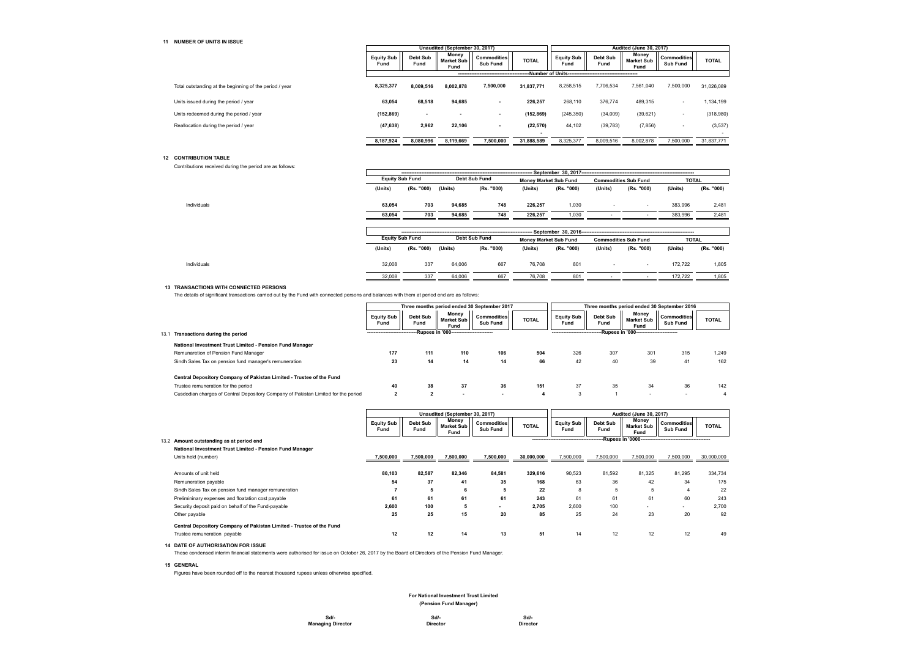**11 NUMBER OF UNITS IN ISSUE**

| | Unaudited (September 30, 2017) | | | | | Audited (June 30, 2017) | | | | |
|---|---|---|---|---|---|---|---|---|---|---|
| | Equity Sub Fund | Debt Sub Fund | Money Market Sub Fund | Commodities Sub Fund | TOTAL | Equity Sub Fund | Debt Sub Fund | Money Market Sub Fund | Commodities Sub Fund | TOTAL |
| | ----------------------------------------------Number of Units---------------------------------------------- | | | | | | | | | |
| Total outstanding at the beginning of the period / year | 8,325,377 | 8,009,516 | 8,002,878 | 7,500,000 | 31,837,771 | 8,258,515 | 7,706,534 | 7,561,040 | 7,500,000 | 31,026,089 |
| Units issued during the period / year | 63,054 | 68,518 | 94,685 | - | 226,257 | 268,110 | 376,774 | 489,315 | - | 1,134,199 |
| Units redeemed during the period / year | (152,869) | - | - | - | (152,869) | (245,350) | (34,009) | (39,621) | - | (318,980) |
| Reallocation during the period / year | (47,638) | 2,962 | 22,106 | - | (22,570) | 44,102 | (39,783) | (7,856) | - | (3,537) |
| | | | | | - | | | | | - |
| | 8,187,924 | 8,080,996 | 8,119,669 | 7,500,000 | 31,888,589 | 8,325,377 | 8,009,516 | 8,002,878 | 7,500,000 | 31,837,771 |

**12 CONTRIBUTION TABLE**

Contributions received during the period are as follows:

| | September 30, 2017 | | | | | | | | | |
|---|---|---|---|---|---|---|---|---|---|---|
| | Equity Sub Fund | | Debt Sub Fund | | Money Market Sub Fund | | Commodities Sub Fund | | TOTAL | |
| | (Units) | (Rs. "000) | (Units) | (Rs. "000) | (Units) | (Rs. "000) | (Units) | (Rs. "000) | (Units) | (Rs. "000) |
| Individuals | 63,054 | 703 | 94,685 | 748 | 226,257 | 1,030 | - | - | 383,996 | 2,481 |
| | 63,054 | 703 | 94,685 | 748 | 226,257 | 1,030 | - | - | 383,996 | 2,481 |

| | September 30, 2016 | | | | | | | | | |
|---|---|---|---|---|---|---|---|---|---|---|
| | Equity Sub Fund | | Debt Sub Fund | | Money Market Sub Fund | | Commodities Sub Fund | | TOTAL | |
| | (Units) | (Rs. "000) | (Units) | (Rs. "000) | (Units) | (Rs. "000) | (Units) | (Rs. "000) | (Units) | (Rs. "000) |
| Individuals | 32,008 | 337 | 64,006 | 667 | 76,708 | 801 | - | - | 172,722 | 1,805 |
| | 32,008 | 337 | 64,006 | 667 | 76,708 | 801 | - | - | 172,722 | 1,805 |

**13 TRANSACTIONS WITH CONNECTED PERSONS**

The details of significant transactions carried out by the Fund with connected persons and balances with them at period end are as follows:

| | Three months period ended 30 September 2017 | | | | | Three months period ended 30 September 2016 | | | | |
|---|---|---|---|---|---|---|---|---|---|---|
| | Equity Sub Fund | Debt Sub Fund | Money Market Sub Fund | Commodities Sub Fund | TOTAL | Equity Sub Fund | Debt Sub Fund | Money Market Sub Fund | Commodities Sub Fund | TOTAL |
| **13.1 Transactions during the period** | ----------Rupees in '000---------- | | | | | ----------Rupees in '000---------- | | | | |
| **National Investment Trust Limited - Pension Fund Manager** | | | | | | | | | | |
| Remunaretion of Pension Fund Manager | 177 | 111 | 110 | 106 | 504 | 326 | 307 | 301 | 315 | 1,249 |
| Sindh Sales Tax on pension fund manager's remuneration | 23 | 14 | 14 | 14 | 66 | 42 | 40 | 39 | 41 | 162 |
| **Central Depository Company of Pakistan Limited - Trustee of the Fund** | | | | | | | | | | |
| Trustee remuneration for the period | 40 | 38 | 37 | 36 | 151 | 37 | 35 | 34 | 36 | 142 |
| Cusdodian charges of Central Depository Company of Pakistan Limited for the period | 2 | 2 | - | - | 4 | 3 | 1 | - | - | 4 |

| | Unaudited (September 30, 2017) | | | | | Audited (June 30, 2017) | | | | |
|---|---|---|---|---|---|---|---|---|---|---|
| | Equity Sub Fund | Debt Sub Fund | Money Market Sub Fund | Commodities Sub Fund | TOTAL | Equity Sub Fund | Debt Sub Fund | Money Market Sub Fund | Commodities Sub Fund | TOTAL |
| **13.2 Amount outstanding as at period end** | | | | | ----------Rupees in '0000---------- | | | | | |
| **National Investment Trust Limited - Pension Fund Manager** | | | | | | | | | | |
| Units held (number) | 7,500,000 | 7,500,000 | 7,500,000 | 7,500,000 | 30,000,000 | 7,500,000 | 7,500,000 | 7,500,000 | 7,500,000 | 30,000,000 |
| Amounts of unit held | 80,103 | 82,587 | 82,346 | 84,581 | 329,616 | 90,523 | 81,592 | 81,325 | 81,295 | 334,734 |
| Remuneration payable | 54 | 37 | 41 | 35 | 168 | 63 | 36 | 42 | 34 | 175 |
| Sindh Sales Tax on pension fund manager remuneration | 7 | 5 | 6 | 5 | 22 | 8 | 5 | 5 | 4 | 22 |
| Prelimininary expenses and floatation cost payable | 61 | 61 | 61 | 61 | 243 | 61 | 61 | 61 | 60 | 243 |
| Security deposit paid on behalf of the Fund-payable | 2,600 | 100 | 5 | - | 2,705 | 2,600 | 100 | - | - | 2,700 |
| Other payable | 25 | 25 | 15 | 20 | 85 | 25 | 24 | 23 | 20 | 92 |
| **Central Depository Company of Pakistan Limited - Trustee of the Fund** | | | | | | | | | | |
| Trustee remuneration payable | 12 | 12 | 14 | 13 | 51 | 14 | 12 | 12 | 12 | 49 |

**14 DATE OF AUTHORISATION FOR ISSUE**

These condensed interim financial statements were authorised for issue on October 26, 2017 by the Board of Directors of the Pension Fund Manager.

**15 GENERAL**

Figures have been rounded off to the nearest thousand rupees unless otherwise specified.

**For National Investment Trust Limited**
**(Pension Fund Manager)**

| Sd/- | Sd/- | Sd/- |
|---|---|---|
| **Managing Director** | **Director** | **Director** |